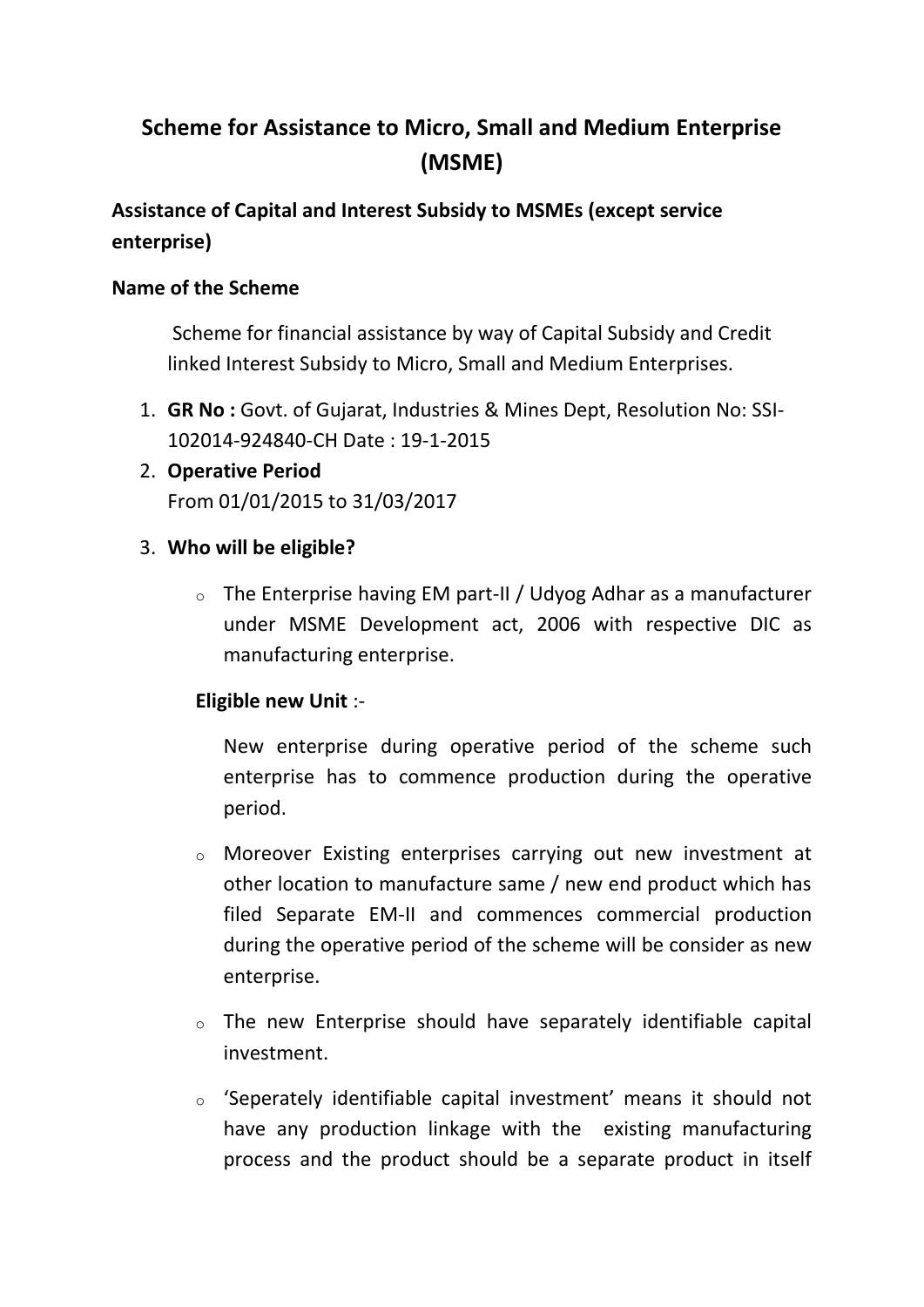# Scheme for Assistance to Micro, Small and Medium Enterprise (MSME)

## Assistance of Capital and Interest Subsidy to MSMEs (except service enterprise)

### Name of the Scheme

Scheme for financial assistance by way of Capital Subsidy and Credit linked Interest Subsidy to Micro, Small and Medium Enterprises.

1. **GR No :** Govt. of Gujarat, Industries & Mines Dept, Resolution No: SSI-102014-924840-CH Date : 19-1-2015
2. **Operative Period**
   From 01/01/2015 to 31/03/2017
3. **Who will be eligible?**
   - The Enterprise having EM part-II / Udyog Adhar as a manufacturer under MSME Development act, 2006 with respective DIC as manufacturing enterprise.

   **Eligible new Unit** :-

   New enterprise during operative period of the scheme such enterprise has to commence production during the operative period.

   - Moreover Existing enterprises carrying out new investment at other location to manufacture same / new end product which has filed Separate EM-II and commences commercial production during the operative period of the scheme will be consider as new enterprise.
   - The new Enterprise should have separately identifiable capital investment.
   - 'Seperately identifiable capital investment' means it should not have any production linkage with the existing manufacturing process and the product should be a separate product in itself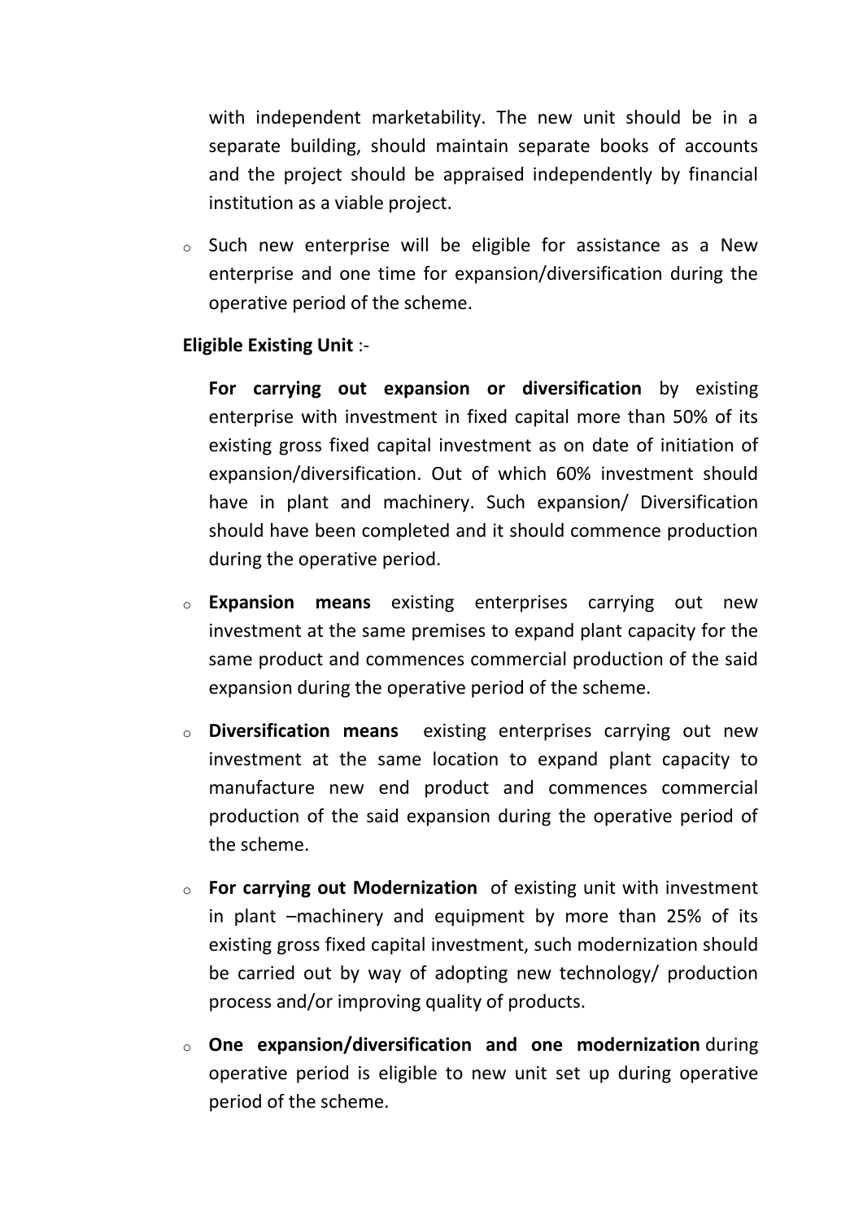with independent marketability. The new unit should be in a separate building, should maintain separate books of accounts and the project should be appraised independently by financial institution as a viable project.

- Such new enterprise will be eligible for assistance as a New enterprise and one time for expansion/diversification during the operative period of the scheme.

**Eligible Existing Unit** :-

**For carrying out expansion or diversification** by existing enterprise with investment in fixed capital more than 50% of its existing gross fixed capital investment as on date of initiation of expansion/diversification. Out of which 60% investment should have in plant and machinery. Such expansion/ Diversification should have been completed and it should commence production during the operative period.

- **Expansion means** existing enterprises carrying out new investment at the same premises to expand plant capacity for the same product and commences commercial production of the said expansion during the operative period of the scheme.

- **Diversification means** existing enterprises carrying out new investment at the same location to expand plant capacity to manufacture new end product and commences commercial production of the said expansion during the operative period of the scheme.

- **For carrying out Modernization** of existing unit with investment in plant –machinery and equipment by more than 25% of its existing gross fixed capital investment, such modernization should be carried out by way of adopting new technology/ production process and/or improving quality of products.

- **One expansion/diversification and one modernization** during operative period is eligible to new unit set up during operative period of the scheme.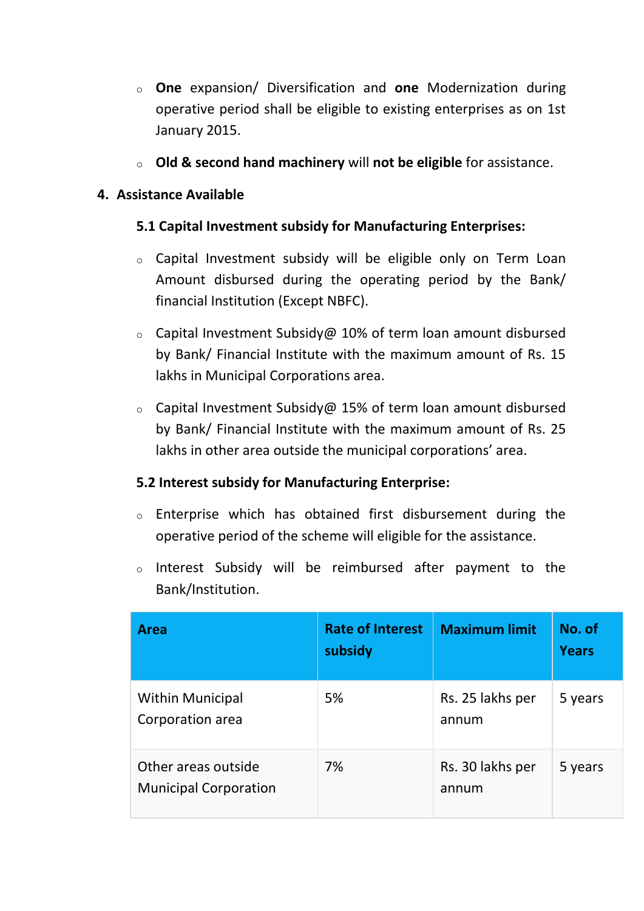- **One** expansion/ Diversification and **one** Modernization during operative period shall be eligible to existing enterprises as on 1st January 2015.
- **Old & second hand machinery** will **not be eligible** for assistance.

## 4. Assistance Available

### 5.1 Capital Investment subsidy for Manufacturing Enterprises:

- Capital Investment subsidy will be eligible only on Term Loan Amount disbursed during the operating period by the Bank/ financial Institution (Except NBFC).
- Capital Investment Subsidy@ 10% of term loan amount disbursed by Bank/ Financial Institute with the maximum amount of Rs. 15 lakhs in Municipal Corporations area.
- Capital Investment Subsidy@ 15% of term loan amount disbursed by Bank/ Financial Institute with the maximum amount of Rs. 25 lakhs in other area outside the municipal corporations' area.

### 5.2 Interest subsidy for Manufacturing Enterprise:

- Enterprise which has obtained first disbursement during the operative period of the scheme will eligible for the assistance.
- Interest Subsidy will be reimbursed after payment to the Bank/Institution.

| Area | Rate of Interest subsidy | Maximum limit | No. of Years |
|---|---|---|---|
| Within Municipal Corporation area | 5% | Rs. 25 lakhs per annum | 5 years |
| Other areas outside Municipal Corporation | 7% | Rs. 30 lakhs per annum | 5 years |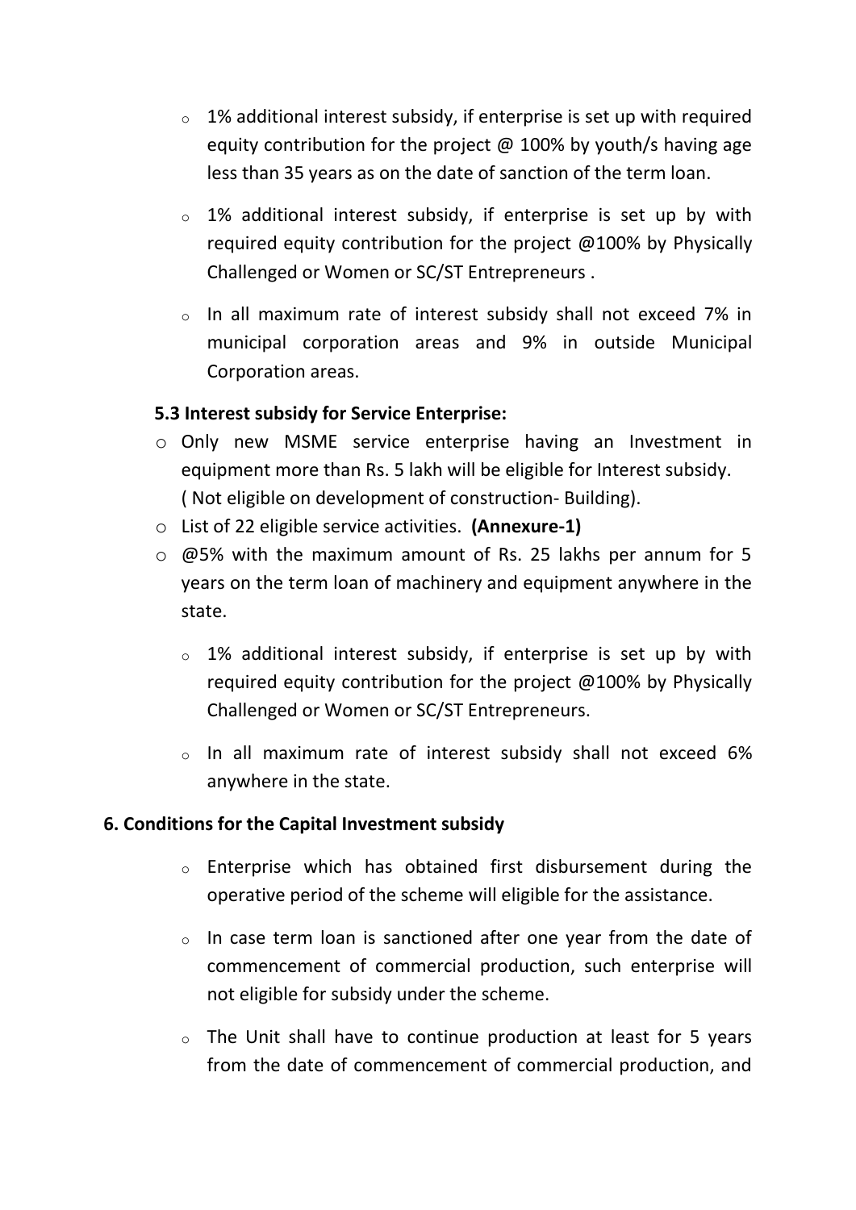- 1% additional interest subsidy, if enterprise is set up with required equity contribution for the project @ 100% by youth/s having age less than 35 years as on the date of sanction of the term loan.

- 1% additional interest subsidy, if enterprise is set up by with required equity contribution for the project @100% by Physically Challenged or Women or SC/ST Entrepreneurs .

- In all maximum rate of interest subsidy shall not exceed 7% in municipal corporation areas and 9% in outside Municipal Corporation areas.

### 5.3 Interest subsidy for Service Enterprise:

- Only new MSME service enterprise having an Investment in equipment more than Rs. 5 lakh will be eligible for Interest subsidy. ( Not eligible on development of construction- Building).
- List of 22 eligible service activities. **(Annexure-1)**
- @5% with the maximum amount of Rs. 25 lakhs per annum for 5 years on the term loan of machinery and equipment anywhere in the state.
  - 1% additional interest subsidy, if enterprise is set up by with required equity contribution for the project @100% by Physically Challenged or Women or SC/ST Entrepreneurs.
  - In all maximum rate of interest subsidy shall not exceed 6% anywhere in the state.

## 6. Conditions for the Capital Investment subsidy

- Enterprise which has obtained first disbursement during the operative period of the scheme will eligible for the assistance.

- In case term loan is sanctioned after one year from the date of commencement of commercial production, such enterprise will not eligible for subsidy under the scheme.

- The Unit shall have to continue production at least for 5 years from the date of commencement of commercial production, and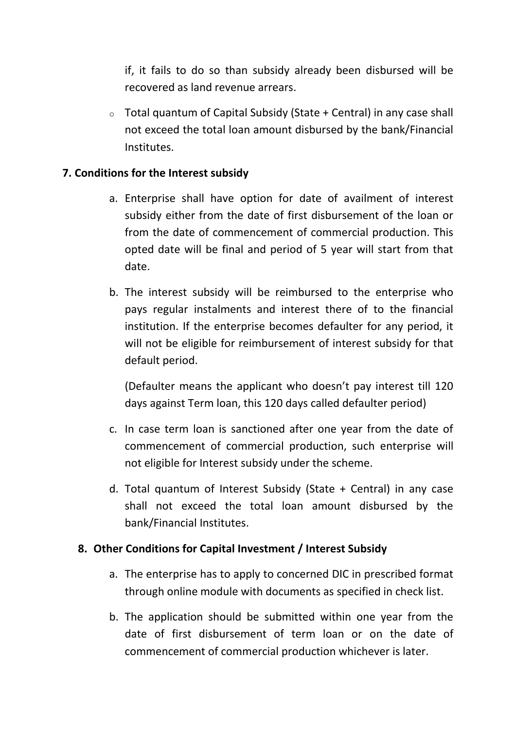if, it fails to do so than subsidy already been disbursed will be recovered as land revenue arrears.

- Total quantum of Capital Subsidy (State + Central) in any case shall not exceed the total loan amount disbursed by the bank/Financial Institutes.

**7. Conditions for the Interest subsidy**

a. Enterprise shall have option for date of availment of interest subsidy either from the date of first disbursement of the loan or from the date of commencement of commercial production. This opted date will be final and period of 5 year will start from that date.

b. The interest subsidy will be reimbursed to the enterprise who pays regular instalments and interest there of to the financial institution. If the enterprise becomes defaulter for any period, it will not be eligible for reimbursement of interest subsidy for that default period.

   (Defaulter means the applicant who doesn't pay interest till 120 days against Term loan, this 120 days called defaulter period)

c. In case term loan is sanctioned after one year from the date of commencement of commercial production, such enterprise will not eligible for Interest subsidy under the scheme.

d. Total quantum of Interest Subsidy (State + Central) in any case shall not exceed the total loan amount disbursed by the bank/Financial Institutes.

**8. Other Conditions for Capital Investment / Interest Subsidy**

a. The enterprise has to apply to concerned DIC in prescribed format through online module with documents as specified in check list.

b. The application should be submitted within one year from the date of first disbursement of term loan or on the date of commencement of commercial production whichever is later.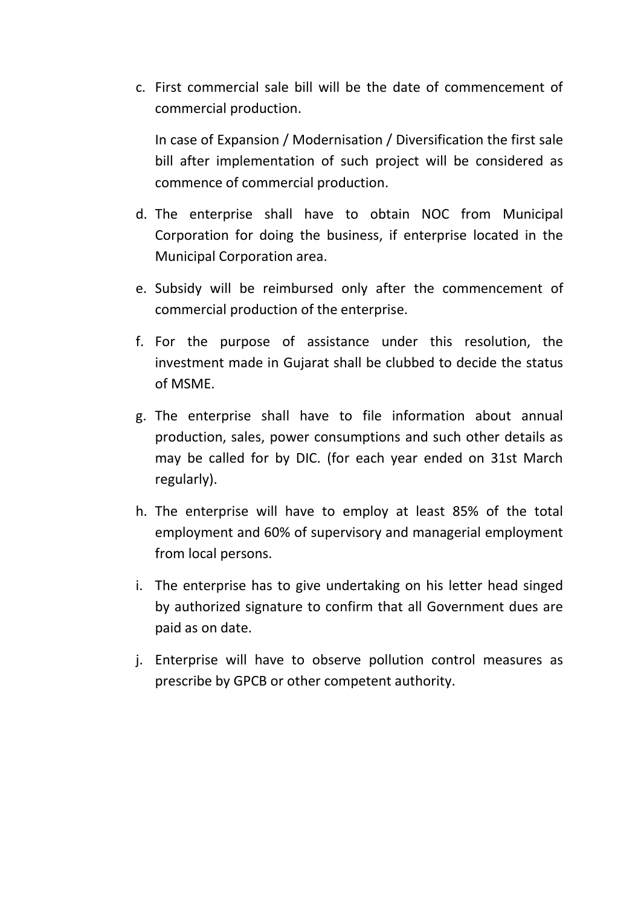c. First commercial sale bill will be the date of commencement of commercial production.

   In case of Expansion / Modernisation / Diversification the first sale bill after implementation of such project will be considered as commence of commercial production.

d. The enterprise shall have to obtain NOC from Municipal Corporation for doing the business, if enterprise located in the Municipal Corporation area.

e. Subsidy will be reimbursed only after the commencement of commercial production of the enterprise.

f. For the purpose of assistance under this resolution, the investment made in Gujarat shall be clubbed to decide the status of MSME.

g. The enterprise shall have to file information about annual production, sales, power consumptions and such other details as may be called for by DIC. (for each year ended on 31st March regularly).

h. The enterprise will have to employ at least 85% of the total employment and 60% of supervisory and managerial employment from local persons.

i. The enterprise has to give undertaking on his letter head singed by authorized signature to confirm that all Government dues are paid as on date.

j. Enterprise will have to observe pollution control measures as prescribe by GPCB or other competent authority.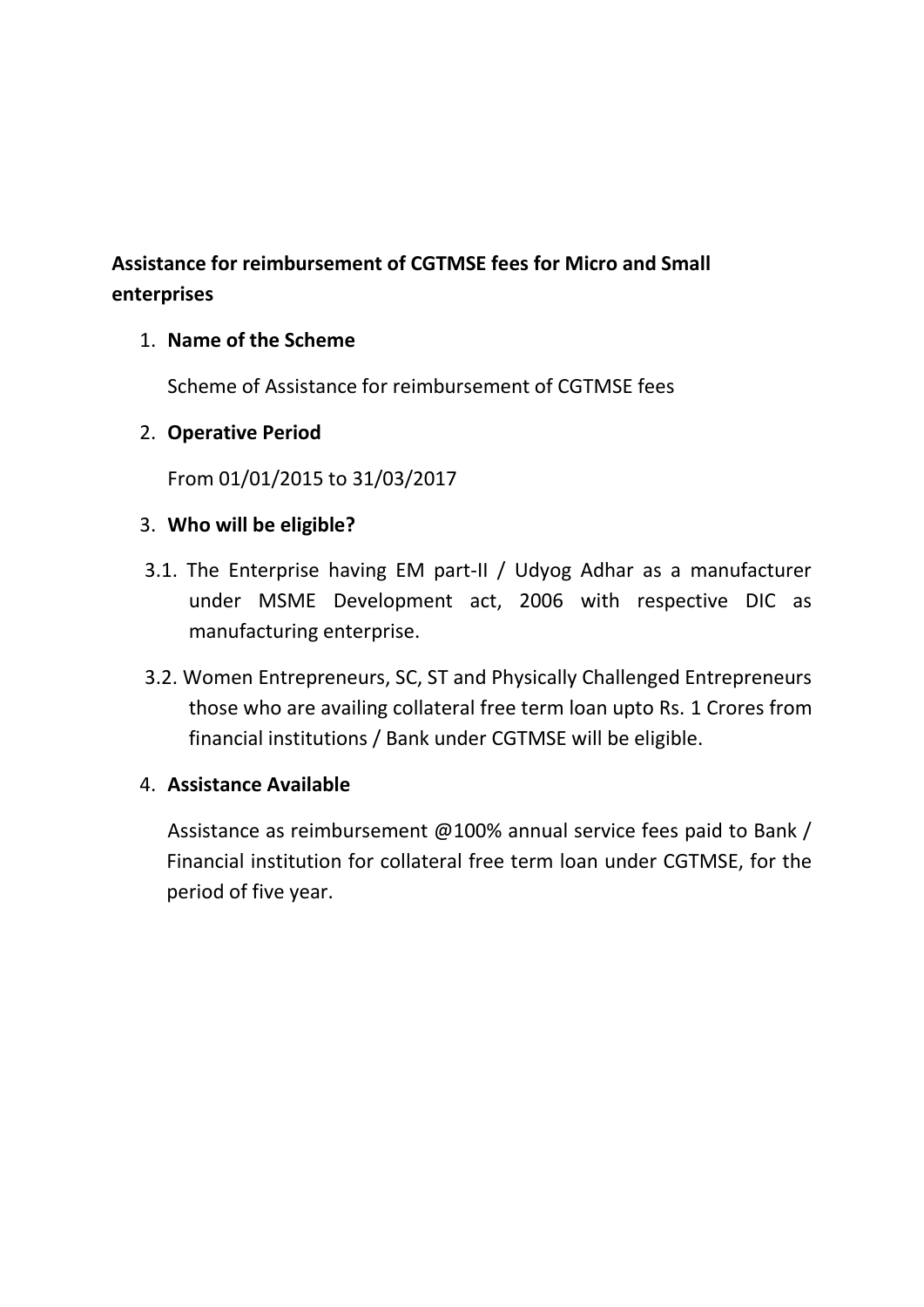**Assistance for reimbursement of CGTMSE fees for Micro and Small enterprises**

1. **Name of the Scheme**

   Scheme of Assistance for reimbursement of CGTMSE fees

2. **Operative Period**

   From 01/01/2015 to 31/03/2017

3. **Who will be eligible?**

3.1. The Enterprise having EM part-II / Udyog Adhar as a manufacturer under MSME Development act, 2006 with respective DIC as manufacturing enterprise.

3.2. Women Entrepreneurs, SC, ST and Physically Challenged Entrepreneurs those who are availing collateral free term loan upto Rs. 1 Crores from financial institutions / Bank under CGTMSE will be eligible.

4. **Assistance Available**

   Assistance as reimbursement @100% annual service fees paid to Bank / Financial institution for collateral free term loan under CGTMSE, for the period of five year.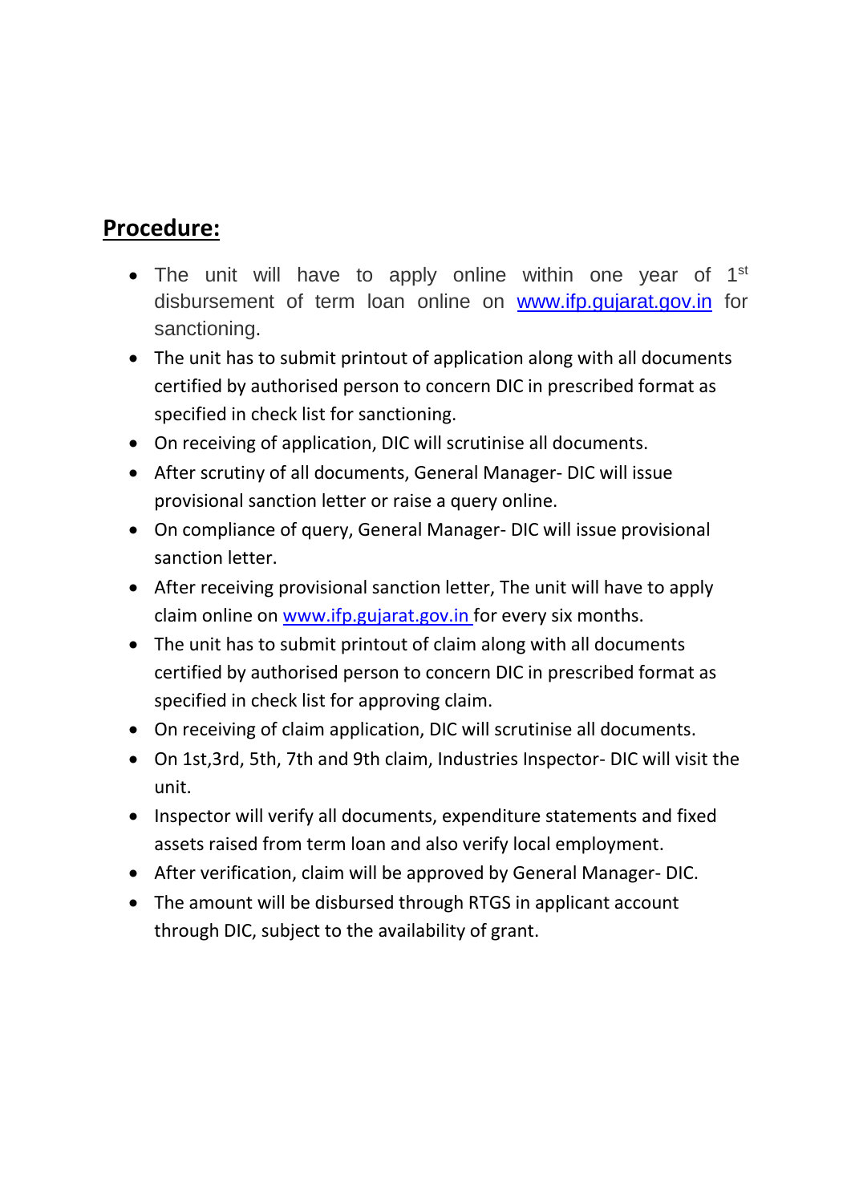## Procedure:

- The unit will have to apply online within one year of 1st disbursement of term loan online on www.ifp.gujarat.gov.in for sanctioning.
- The unit has to submit printout of application along with all documents certified by authorised person to concern DIC in prescribed format as specified in check list for sanctioning.
- On receiving of application, DIC will scrutinise all documents.
- After scrutiny of all documents, General Manager- DIC will issue provisional sanction letter or raise a query online.
- On compliance of query, General Manager- DIC will issue provisional sanction letter.
- After receiving provisional sanction letter, The unit will have to apply claim online on www.ifp.gujarat.gov.in for every six months.
- The unit has to submit printout of claim along with all documents certified by authorised person to concern DIC in prescribed format as specified in check list for approving claim.
- On receiving of claim application, DIC will scrutinise all documents.
- On 1st,3rd, 5th, 7th and 9th claim, Industries Inspector- DIC will visit the unit.
- Inspector will verify all documents, expenditure statements and fixed assets raised from term loan and also verify local employment.
- After verification, claim will be approved by General Manager- DIC.
- The amount will be disbursed through RTGS in applicant account through DIC, subject to the availability of grant.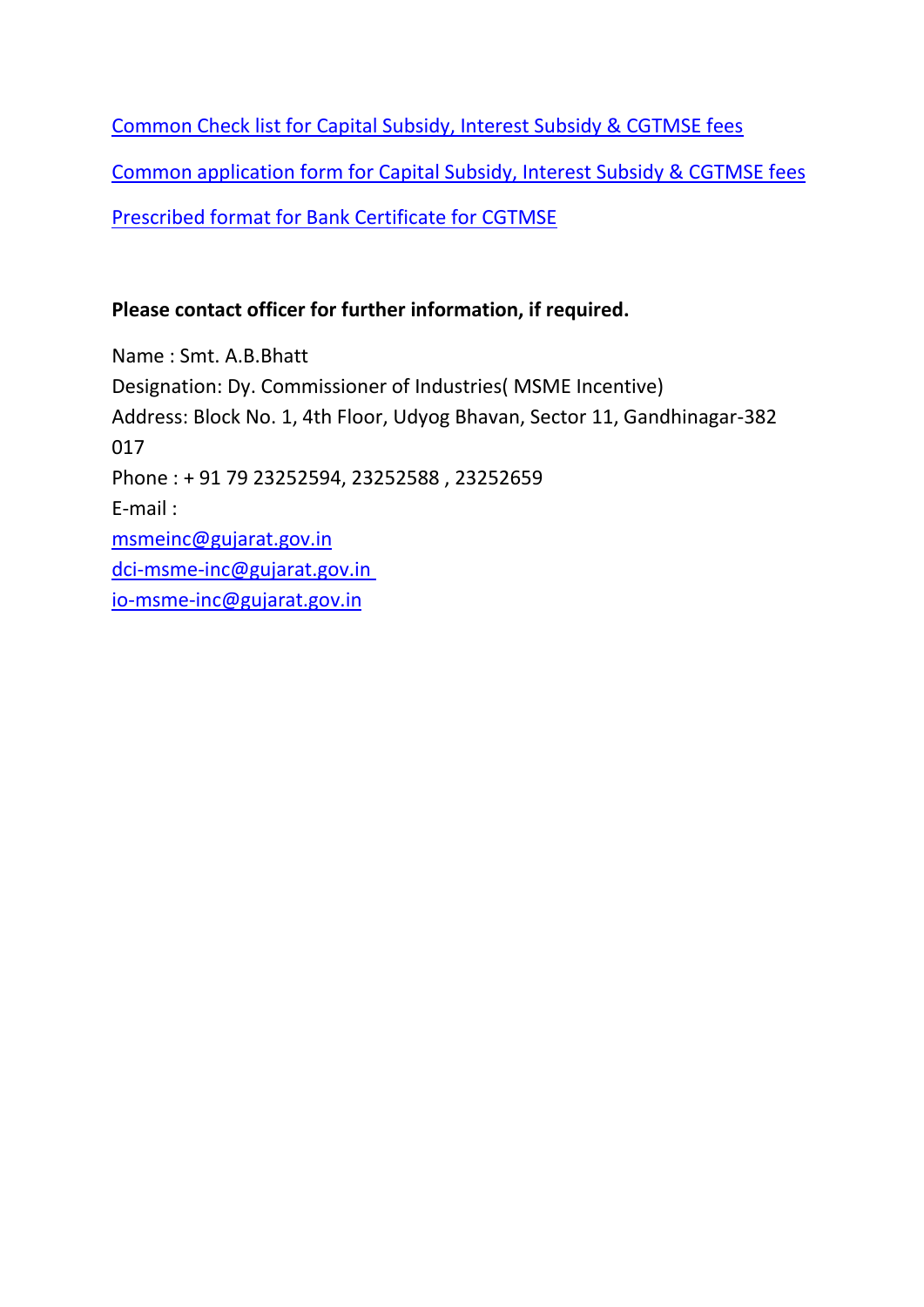Common Check list for Capital Subsidy, Interest Subsidy & CGTMSE fees

Common application form for Capital Subsidy, Interest Subsidy & CGTMSE fees

Prescribed format for Bank Certificate for CGTMSE

**Please contact officer for further information, if required.**

Name : Smt. A.B.Bhatt
Designation: Dy. Commissioner of Industries( MSME Incentive)
Address: Block No. 1, 4th Floor, Udyog Bhavan, Sector 11, Gandhinagar-382 017
Phone : + 91 79 23252594, 23252588 , 23252659
E-mail :
msmeinc@gujarat.gov.in
dci-msme-inc@gujarat.gov.in
io-msme-inc@gujarat.gov.in